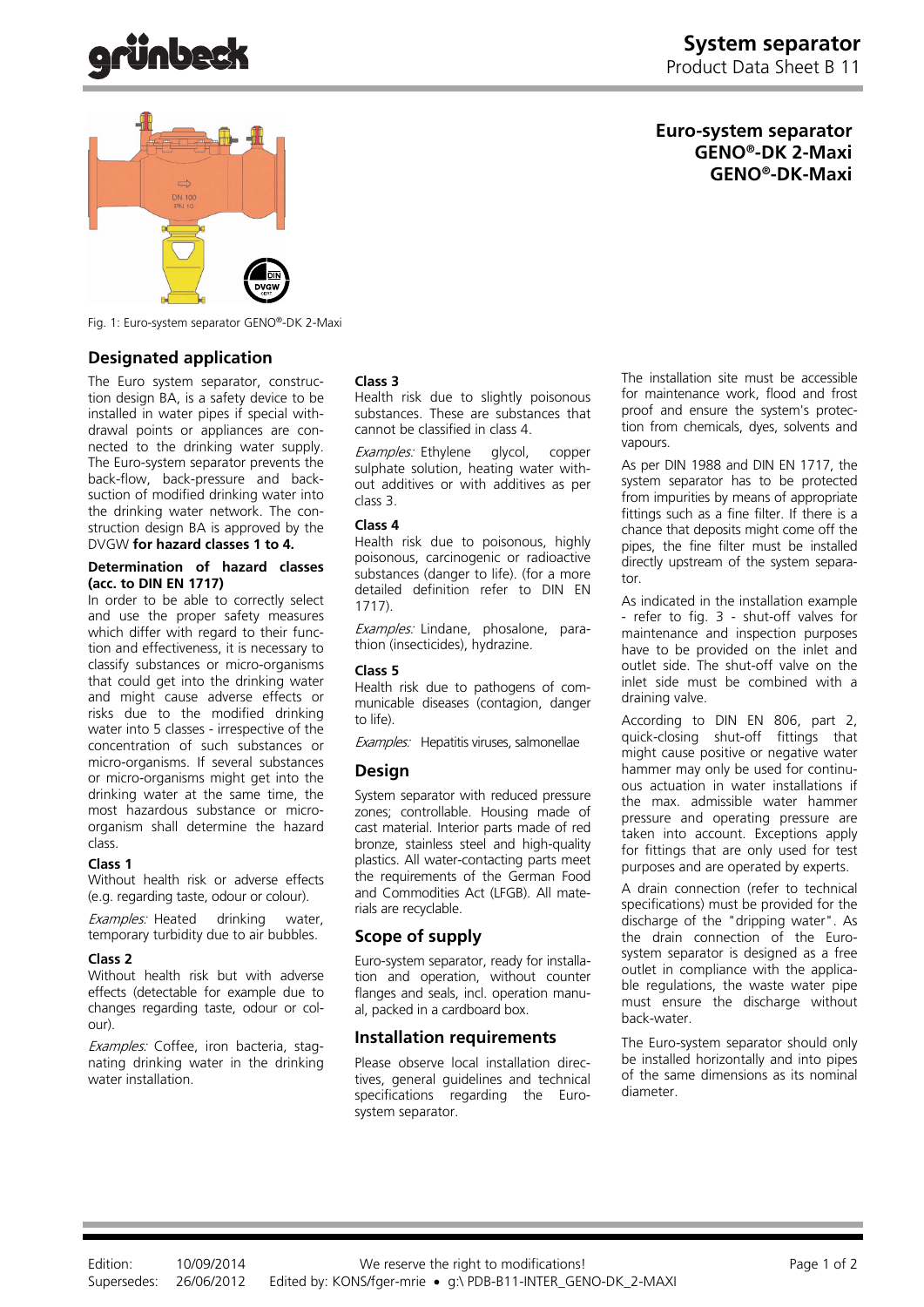# System separator

Product Data Sheet B 11

**Euro-system separator GENO®-DK 2-Maxi GENO®-DK-Maxi**

Fig. 1: Euro-system separator GENO®-DK 2-Maxi

## Designated application

The Euro system separator, construction design BA, is a safety device to be installed in water pipes if special withdrawal points or appliances are connected to the drinking water supply. The Euro-system separator prevents the back-flow, back-pressure and back-suction of modified drinking water into the drinking water network. The construction design BA is approved by the DVGW **for hazard classes 1 to 4.**

#### Determination of hazard classes (acc. to DIN EN 1717)

In order to be able to correctly select and use the proper safety measures which differ with regard to their function and effectiveness, it is necessary to classify substances or micro-organisms that could get into the drinking water and might cause adverse effects or risks due to the modified drinking water into 5 classes - irrespective of the concentration of such substances or micro-organisms. If several substances or micro-organisms might get into the drinking water at the same time, the most hazardous substance or micro-organism shall determine the hazard class.

#### Class 1

Without health risk or adverse effects (e.g. regarding taste, odour or colour).

*Examples:* Heated drinking water, temporary turbidity due to air bubbles.

#### Class 2

Without health risk but with adverse effects (detectable for example due to changes regarding taste, odour or colour).

*Examples:* Coffee, iron bacteria, stagnating drinking water in the drinking water installation.

#### Class 3

Health risk due to slightly poisonous substances. These are substances that cannot be classified in class 4.

*Examples:* Ethylene glycol, copper sulphate solution, heating water without additives or with additives as per class 3.

#### Class 4

Health risk due to poisonous, highly poisonous, carcinogenic or radioactive substances (danger to life). (for a more detailed definition refer to DIN EN 1717).

*Examples:* Lindane, phosalone, parathion (insecticides), hydrazine.

#### Class 5

Health risk due to pathogens of communicable diseases (contagion, danger to life).

*Examples:* Hepatitis viruses, salmonellae

## Design

System separator with reduced pressure zones; controllable. Housing made of cast material. Interior parts made of red bronze, stainless steel and high-quality plastics. All water-contacting parts meet the requirements of the German Food and Commodities Act (LFGB). All materials are recyclable.

## Scope of supply

Euro-system separator, ready for installation and operation, without counter flanges and seals, incl. operation manual, packed in a cardboard box.

## Installation requirements

Please observe local installation directives, general guidelines and technical specifications regarding the Euro-system separator.

The installation site must be accessible for maintenance work, flood and frost proof and ensure the system's protection from chemicals, dyes, solvents and vapours.

As per DIN 1988 and DIN EN 1717, the system separator has to be protected from impurities by means of appropriate fittings such as a fine filter. If there is a chance that deposits might come off the pipes, the fine filter must be installed directly upstream of the system separator.

As indicated in the installation example - refer to fig. 3 - shut-off valves for maintenance and inspection purposes have to be provided on the inlet and outlet side. The shut-off valve on the inlet side must be combined with a draining valve.

According to DIN EN 806, part 2, quick-closing shut-off fittings that might cause positive or negative water hammer may only be used for continuous actuation in water installations if the max. admissible water hammer pressure and operating pressure are taken into account. Exceptions apply for fittings that are only used for test purposes and are operated by experts.

A drain connection (refer to technical specifications) must be provided for the discharge of the "dripping water". As the drain connection of the Euro-system separator is designed as a free outlet in compliance with the applicable regulations, the waste water pipe must ensure the discharge without back-water.

The Euro-system separator should only be installed horizontally and into pipes of the same dimensions as its nominal diameter.

Edition: 10/09/2014
Supersedes: 26/06/2012

We reserve the right to modifications!
Edited by: KONS/fger-mrie • g:\ PDB-B11-INTER_GENO-DK_2-MAXI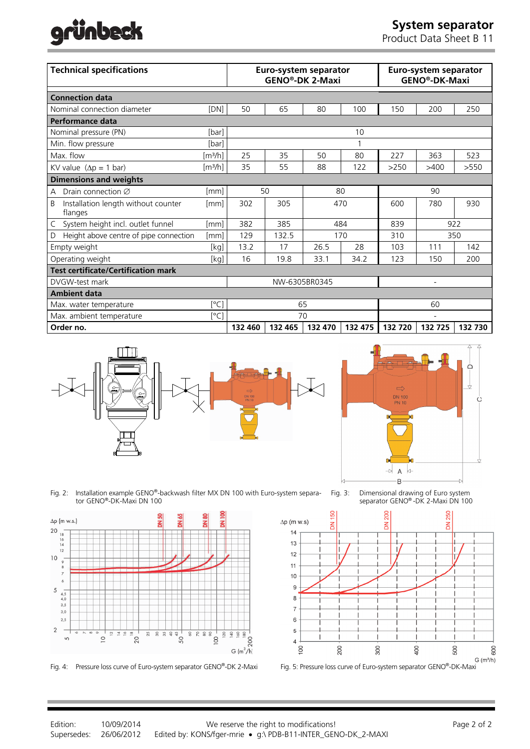# System separator

Product Data Sheet B 11

| Technical specifications | | Euro-system separator GENO®-DK 2-Maxi | | | | Euro-system separator GENO®-DK-Maxi | | |
|---|---|---|---|---|---|---|---|---|
| **Connection data** | | | | | | | | |
| Nominal connection diameter | [DN] | 50 | 65 | 80 | 100 | 150 | 200 | 250 |
| **Performance data** | | | | | | | | |
| Nominal pressure (PN) | [bar] | 10 | | | | | | |
| Min. flow pressure | [bar] | 1 | | | | | | |
| Max. flow | [m³/h] | 25 | 35 | 50 | 80 | 227 | 363 | 523 |
| KV value (Δp = 1 bar) | [m³/h] | 35 | 55 | 88 | 122 | >250 | >400 | >550 |
| **Dimensions and weights** | | | | | | | | |
| A Drain connection ∅ | [mm] | 50 | | 80 | | 90 | | |
| B Installation length without counter flanges | [mm] | 302 | 305 | 470 | | 600 | 780 | 930 |
| C System height incl. outlet funnel | [mm] | 382 | 385 | 484 | | 839 | 922 | |
| D Height above centre of pipe connection | [mm] | 129 | 132.5 | 170 | | 310 | 350 | |
| Empty weight | [kg] | 13.2 | 17 | 26.5 | 28 | 103 | 111 | 142 |
| Operating weight | [kg] | 16 | 19.8 | 33.1 | 34.2 | 123 | 150 | 200 |
| **Test certificate/Certification mark** | | | | | | | | |
| DVGW-test mark | | NW-6305BR0345 | | | | - | | |
| **Ambient data** | | | | | | | | |
| Max. water temperature | [°C] | 65 | | | | 60 | | |
| Max. ambient temperature | [°C] | 70 | | | | - | | |
| **Order no.** | | **132 460** | **132 465** | **132 470** | **132 475** | **132 720** | **132 725** | **132 730** |

Fig. 2: Installation example GENO®-backwash filter MX DN 100 with Euro-system separator GENO®-DK-Maxi DN 100

Fig. 3: Dimensional drawing of Euro system separator GENO® -DK 2-Maxi DN 100

Δp (m w.s.)
DN 50
DN 65
DN 80
DN 100
G [m³/h]

Fig. 4: Pressure loss curve of Euro-system separator GENO®-DK 2-Maxi

Δp (m w.s)
DN 150
DN 200
DN 250
G (m³/h)

Fig. 5: Pressure loss curve of Euro-system separator GENO®-DK-Maxi

Edition: 10/09/2014
Supersedes: 26/06/2012
We reserve the right to modifications!
Edited by: KONS/fger-mrie • g:\ PDB-B11-INTER_GENO-DK_2-MAXI